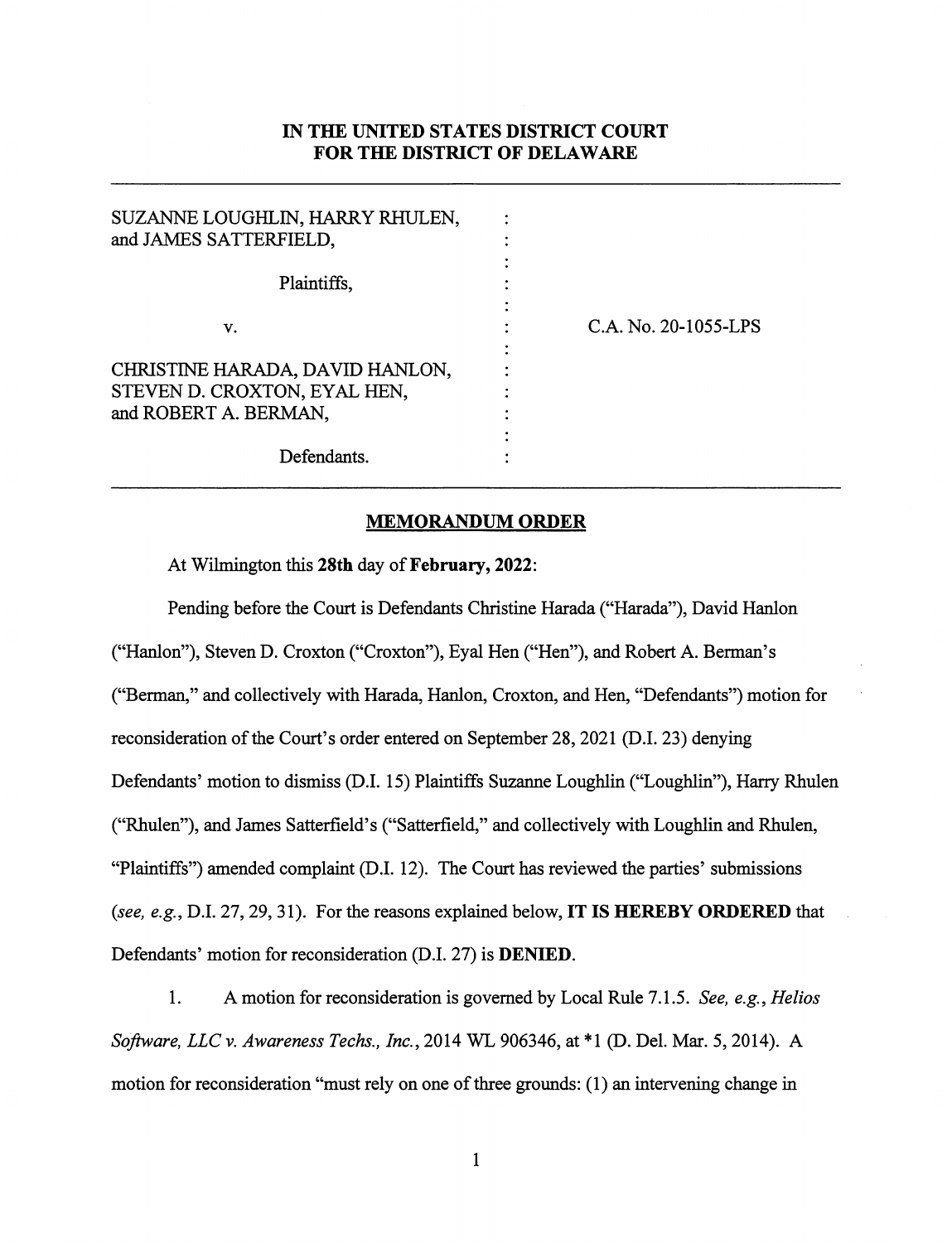**IN THE UNITED STATES DISTRICT COURT**
**FOR THE DISTRICT OF DELAWARE**

| | | |
|---|---|---|
| SUZANNE LOUGHLIN, HARRY RHULEN, and JAMES SATTERFIELD, | : | |
| Plaintiffs, | : | |
| v. | : | C.A. No. 20-1055-LPS |
| CHRISTINE HARADA, DAVID HANLON, STEVEN D. CROXTON, EYAL HEN, and ROBERT A. BERMAN, | : | |
| Defendants. | : | |

**MEMORANDUM ORDER**

At Wilmington this **28th** day of **February, 2022**:

Pending before the Court is Defendants Christine Harada ("Harada"), David Hanlon ("Hanlon"), Steven D. Croxton ("Croxton"), Eyal Hen ("Hen"), and Robert A. Berman's ("Berman," and collectively with Harada, Hanlon, Croxton, and Hen, "Defendants") motion for reconsideration of the Court's order entered on September 28, 2021 (D.I. 23) denying Defendants' motion to dismiss (D.I. 15) Plaintiffs Suzanne Loughlin ("Loughlin"), Harry Rhulen ("Rhulen"), and James Satterfield's ("Satterfield," and collectively with Loughlin and Rhulen, "Plaintiffs") amended complaint (D.I. 12). The Court has reviewed the parties' submissions (*see, e.g.*, D.I. 27, 29, 31). For the reasons explained below, **IT IS HEREBY ORDERED** that Defendants' motion for reconsideration (D.I. 27) is **DENIED**.

1. A motion for reconsideration is governed by Local Rule 7.1.5. *See, e.g.*, *Helios Software, LLC v. Awareness Techs., Inc.*, 2014 WL 906346, at *1 (D. Del. Mar. 5, 2014). A motion for reconsideration "must rely on one of three grounds: (1) an intervening change in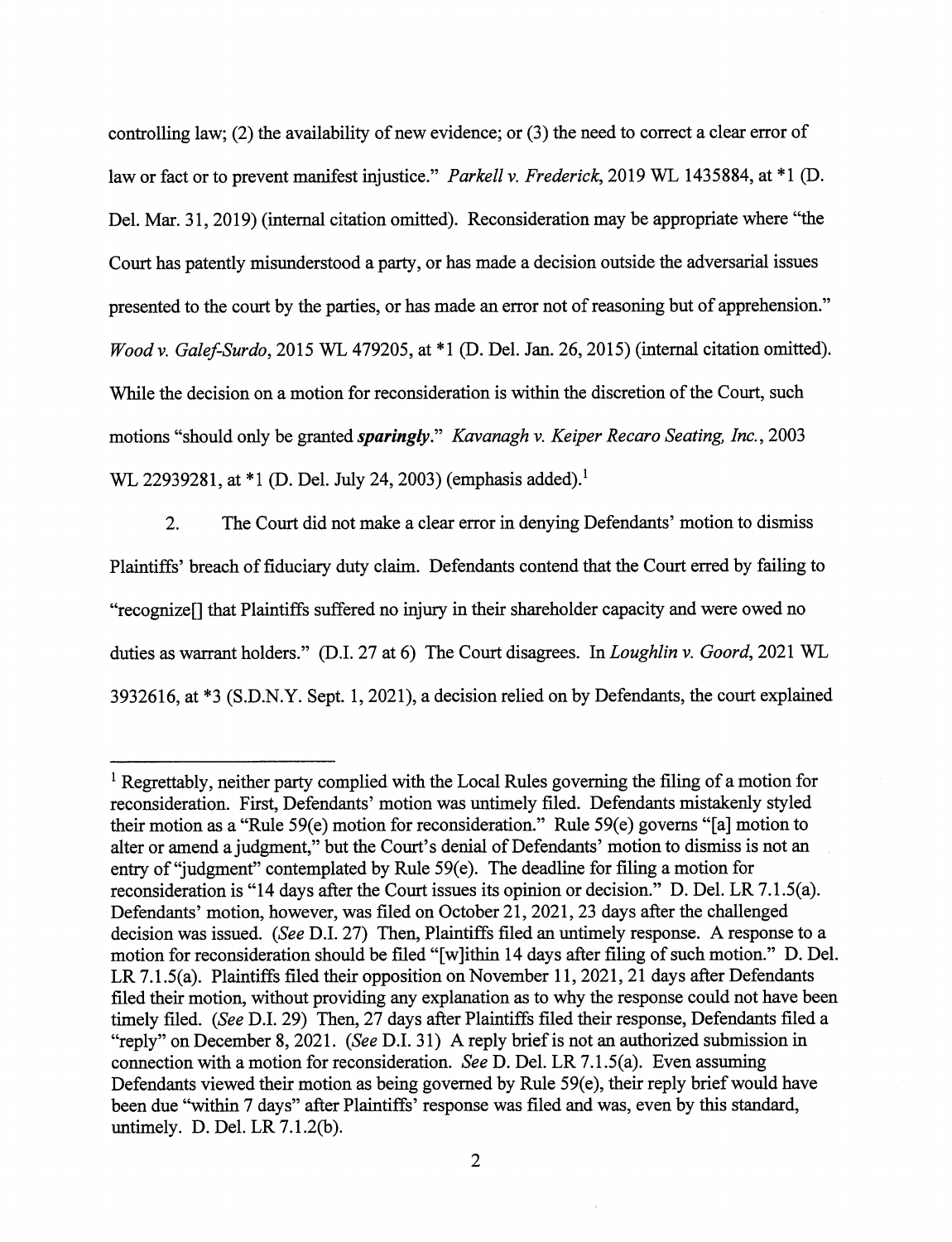controlling law; (2) the availability of new evidence; or (3) the need to correct a clear error of law or fact or to prevent manifest injustice." *Parkell v. Frederick*, 2019 WL 1435884, at *1 (D. Del. Mar. 31, 2019) (internal citation omitted). Reconsideration may be appropriate where "the Court has patently misunderstood a party, or has made a decision outside the adversarial issues presented to the court by the parties, or has made an error not of reasoning but of apprehension." *Wood v. Galef-Surdo*, 2015 WL 479205, at *1 (D. Del. Jan. 26, 2015) (internal citation omitted). While the decision on a motion for reconsideration is within the discretion of the Court, such motions "should only be granted ***sparingly***." *Kavanagh v. Keiper Recaro Seating, Inc.*, 2003 WL 22939281, at *1 (D. Del. July 24, 2003) (emphasis added).[1]

2. The Court did not make a clear error in denying Defendants' motion to dismiss Plaintiffs' breach of fiduciary duty claim. Defendants contend that the Court erred by failing to "recognize[] that Plaintiffs suffered no injury in their shareholder capacity and were owed no duties as warrant holders." (D.I. 27 at 6) The Court disagrees. In *Loughlin v. Goord*, 2021 WL 3932616, at *3 (S.D.N.Y. Sept. 1, 2021), a decision relied on by Defendants, the court explained

---

[1] Regrettably, neither party complied with the Local Rules governing the filing of a motion for reconsideration. First, Defendants' motion was untimely filed. Defendants mistakenly styled their motion as a "Rule 59(e) motion for reconsideration." Rule 59(e) governs "[a] motion to alter or amend a judgment," but the Court's denial of Defendants' motion to dismiss is not an entry of "judgment" contemplated by Rule 59(e). The deadline for filing a motion for reconsideration is "14 days after the Court issues its opinion or decision." D. Del. LR 7.1.5(a). Defendants' motion, however, was filed on October 21, 2021, 23 days after the challenged decision was issued. (*See* D.I. 27) Then, Plaintiffs filed an untimely response. A response to a motion for reconsideration should be filed "[w]ithin 14 days after filing of such motion." D. Del. LR 7.1.5(a). Plaintiffs filed their opposition on November 11, 2021, 21 days after Defendants filed their motion, without providing any explanation as to why the response could not have been timely filed. (*See* D.I. 29) Then, 27 days after Plaintiffs filed their response, Defendants filed a "reply" on December 8, 2021. (*See* D.I. 31) A reply brief is not an authorized submission in connection with a motion for reconsideration. *See* D. Del. LR 7.1.5(a). Even assuming Defendants viewed their motion as being governed by Rule 59(e), their reply brief would have been due "within 7 days" after Plaintiffs' response was filed and was, even by this standard, untimely. D. Del. LR 7.1.2(b).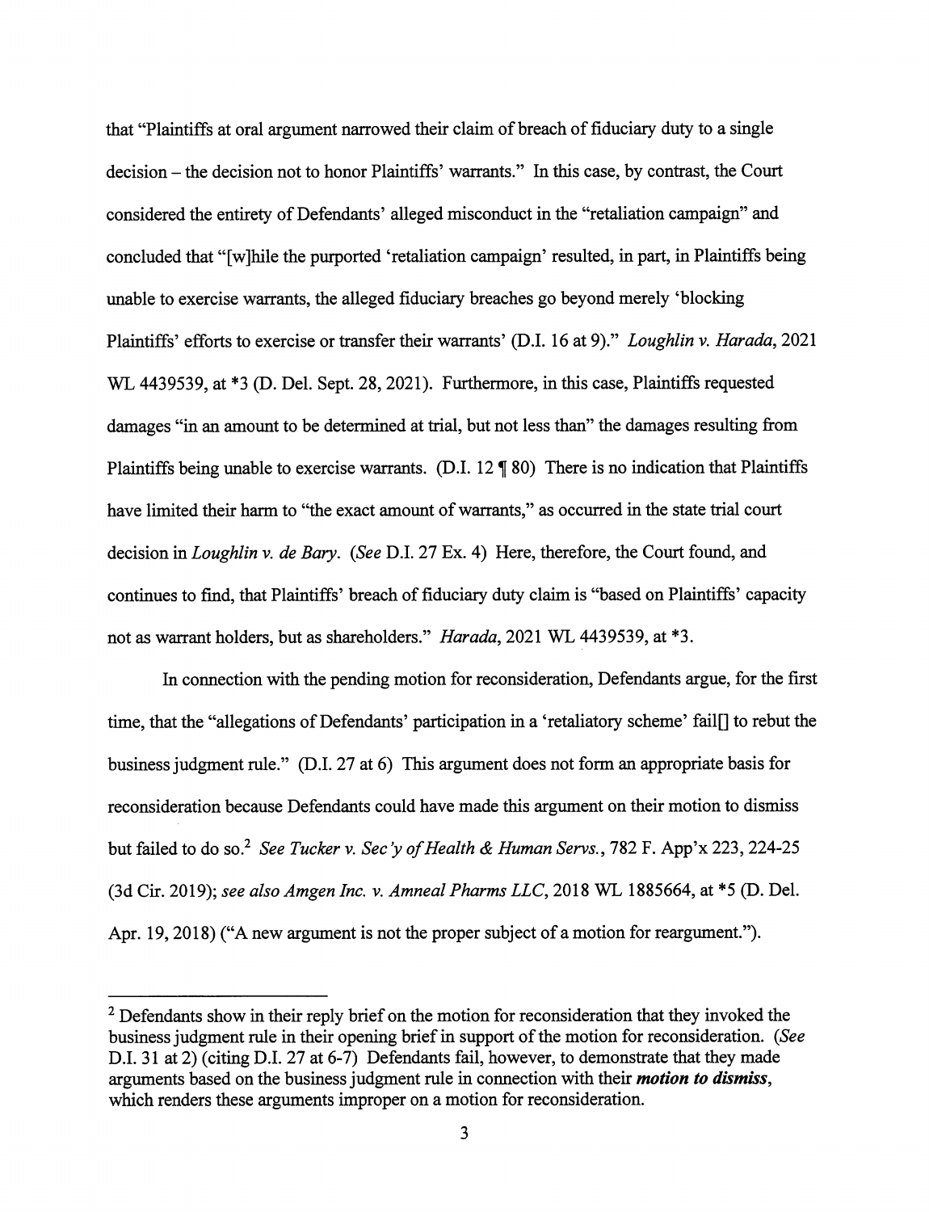that "Plaintiffs at oral argument narrowed their claim of breach of fiduciary duty to a single decision – the decision not to honor Plaintiffs' warrants." In this case, by contrast, the Court considered the entirety of Defendants' alleged misconduct in the "retaliation campaign" and concluded that "[w]hile the purported 'retaliation campaign' resulted, in part, in Plaintiffs being unable to exercise warrants, the alleged fiduciary breaches go beyond merely 'blocking Plaintiffs' efforts to exercise or transfer their warrants' (D.I. 16 at 9)." *Loughlin v. Harada*, 2021 WL 4439539, at *3 (D. Del. Sept. 28, 2021). Furthermore, in this case, Plaintiffs requested damages "in an amount to be determined at trial, but not less than" the damages resulting from Plaintiffs being unable to exercise warrants. (D.I. 12 ¶ 80) There is no indication that Plaintiffs have limited their harm to "the exact amount of warrants," as occurred in the state trial court decision in *Loughlin v. de Bary*. (*See* D.I. 27 Ex. 4) Here, therefore, the Court found, and continues to find, that Plaintiffs' breach of fiduciary duty claim is "based on Plaintiffs' capacity not as warrant holders, but as shareholders." *Harada*, 2021 WL 4439539, at *3.

In connection with the pending motion for reconsideration, Defendants argue, for the first time, that the "allegations of Defendants' participation in a 'retaliatory scheme' fail[] to rebut the business judgment rule." (D.I. 27 at 6) This argument does not form an appropriate basis for reconsideration because Defendants could have made this argument on their motion to dismiss but failed to do so.[2] *See Tucker v. Sec'y of Health & Human Servs.*, 782 F. App'x 223, 224-25 (3d Cir. 2019); *see also Amgen Inc. v. Amneal Pharms LLC*, 2018 WL 1885664, at *5 (D. Del. Apr. 19, 2018) ("A new argument is not the proper subject of a motion for reargument.").

---

[2] Defendants show in their reply brief on the motion for reconsideration that they invoked the business judgment rule in their opening brief in support of the motion for reconsideration. (*See* D.I. 31 at 2) (citing D.I. 27 at 6-7) Defendants fail, however, to demonstrate that they made arguments based on the business judgment rule in connection with their ***motion to dismiss***, which renders these arguments improper on a motion for reconsideration.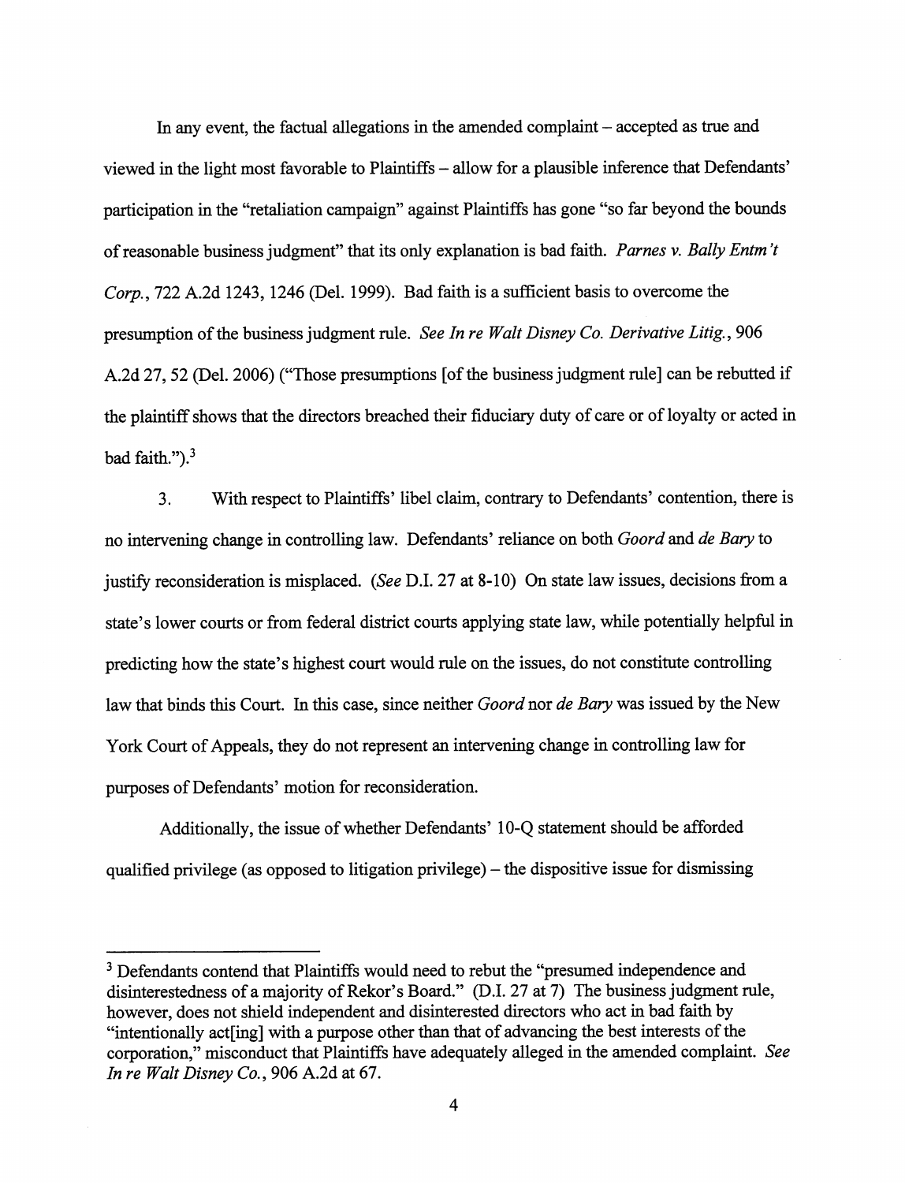In any event, the factual allegations in the amended complaint – accepted as true and viewed in the light most favorable to Plaintiffs – allow for a plausible inference that Defendants' participation in the "retaliation campaign" against Plaintiffs has gone "so far beyond the bounds of reasonable business judgment" that its only explanation is bad faith. *Parnes v. Bally Entm't Corp.*, 722 A.2d 1243, 1246 (Del. 1999). Bad faith is a sufficient basis to overcome the presumption of the business judgment rule. *See In re Walt Disney Co. Derivative Litig.*, 906 A.2d 27, 52 (Del. 2006) ("Those presumptions [of the business judgment rule] can be rebutted if the plaintiff shows that the directors breached their fiduciary duty of care or of loyalty or acted in bad faith.").[3]

3. With respect to Plaintiffs' libel claim, contrary to Defendants' contention, there is no intervening change in controlling law. Defendants' reliance on both *Goord* and *de Bary* to justify reconsideration is misplaced. (*See* D.I. 27 at 8-10) On state law issues, decisions from a state's lower courts or from federal district courts applying state law, while potentially helpful in predicting how the state's highest court would rule on the issues, do not constitute controlling law that binds this Court. In this case, since neither *Goord* nor *de Bary* was issued by the New York Court of Appeals, they do not represent an intervening change in controlling law for purposes of Defendants' motion for reconsideration.

Additionally, the issue of whether Defendants' 10-Q statement should be afforded qualified privilege (as opposed to litigation privilege) – the dispositive issue for dismissing

---

[3] Defendants contend that Plaintiffs would need to rebut the "presumed independence and disinterestedness of a majority of Rekor's Board." (D.I. 27 at 7) The business judgment rule, however, does not shield independent and disinterested directors who act in bad faith by "intentionally act[ing] with a purpose other than that of advancing the best interests of the corporation," misconduct that Plaintiffs have adequately alleged in the amended complaint. *See In re Walt Disney Co.*, 906 A.2d at 67.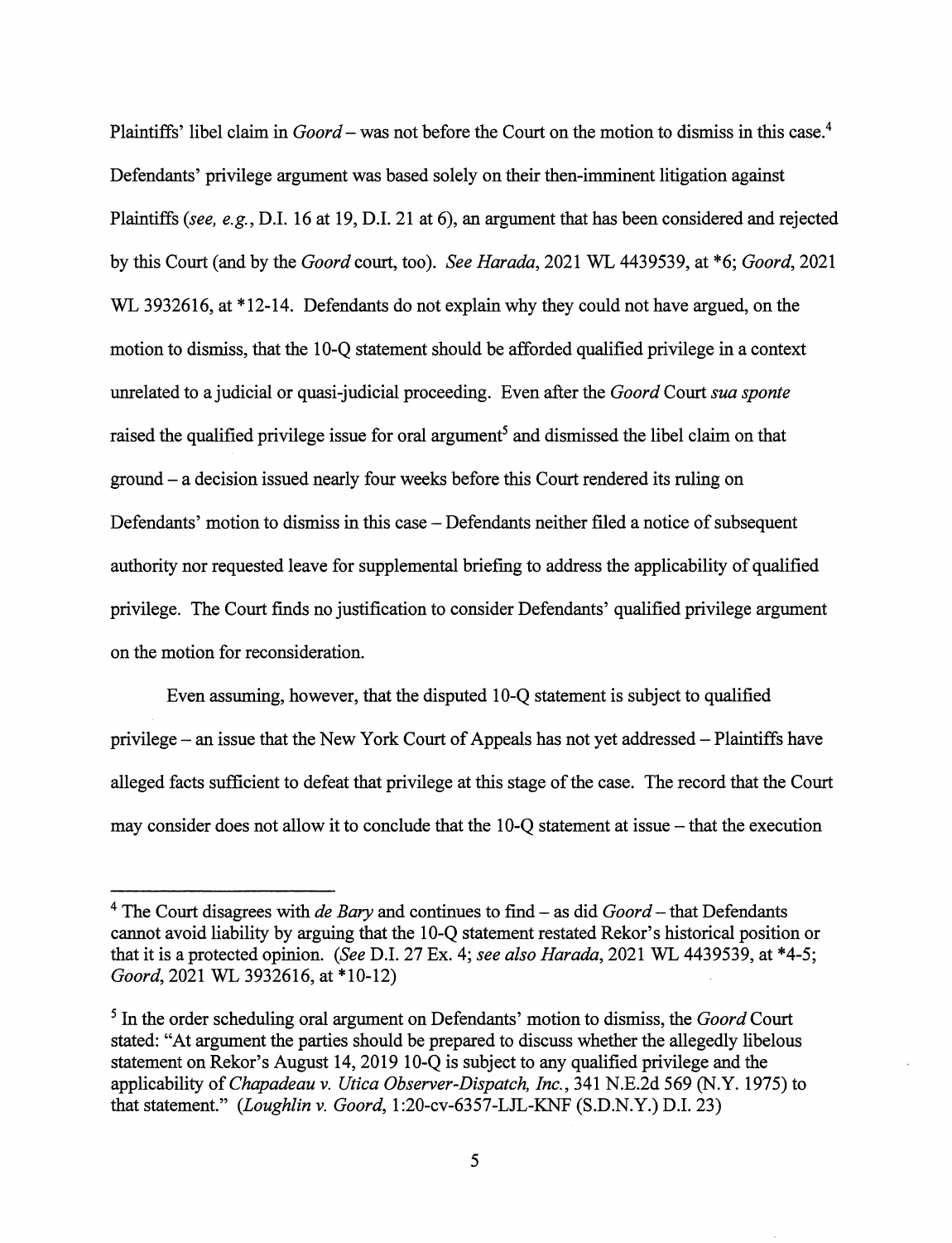Plaintiffs' libel claim in *Goord* – was not before the Court on the motion to dismiss in this case.[4] Defendants' privilege argument was based solely on their then-imminent litigation against Plaintiffs (*see, e.g.*, D.I. 16 at 19, D.I. 21 at 6), an argument that has been considered and rejected by this Court (and by the *Goord* court, too). *See Harada*, 2021 WL 4439539, at *6; *Goord*, 2021 WL 3932616, at *12-14. Defendants do not explain why they could not have argued, on the motion to dismiss, that the 10-Q statement should be afforded qualified privilege in a context unrelated to a judicial or quasi-judicial proceeding. Even after the *Goord* Court *sua sponte* raised the qualified privilege issue for oral argument[5] and dismissed the libel claim on that ground – a decision issued nearly four weeks before this Court rendered its ruling on Defendants' motion to dismiss in this case – Defendants neither filed a notice of subsequent authority nor requested leave for supplemental briefing to address the applicability of qualified privilege. The Court finds no justification to consider Defendants' qualified privilege argument on the motion for reconsideration.

Even assuming, however, that the disputed 10-Q statement is subject to qualified privilege – an issue that the New York Court of Appeals has not yet addressed – Plaintiffs have alleged facts sufficient to defeat that privilege at this stage of the case. The record that the Court may consider does not allow it to conclude that the 10-Q statement at issue – that the execution

---

[4] The Court disagrees with *de Bary* and continues to find – as did *Goord* – that Defendants cannot avoid liability by arguing that the 10-Q statement restated Rekor's historical position or that it is a protected opinion. (*See* D.I. 27 Ex. 4; *see also Harada*, 2021 WL 4439539, at *4-5; *Goord*, 2021 WL 3932616, at *10-12)

[5] In the order scheduling oral argument on Defendants' motion to dismiss, the *Goord* Court stated: "At argument the parties should be prepared to discuss whether the allegedly libelous statement on Rekor's August 14, 2019 10-Q is subject to any qualified privilege and the applicability of *Chapadeau v. Utica Observer-Dispatch, Inc.*, 341 N.E.2d 569 (N.Y. 1975) to that statement." (*Loughlin v. Goord*, 1:20-cv-6357-LJL-KNF (S.D.N.Y.) D.I. 23)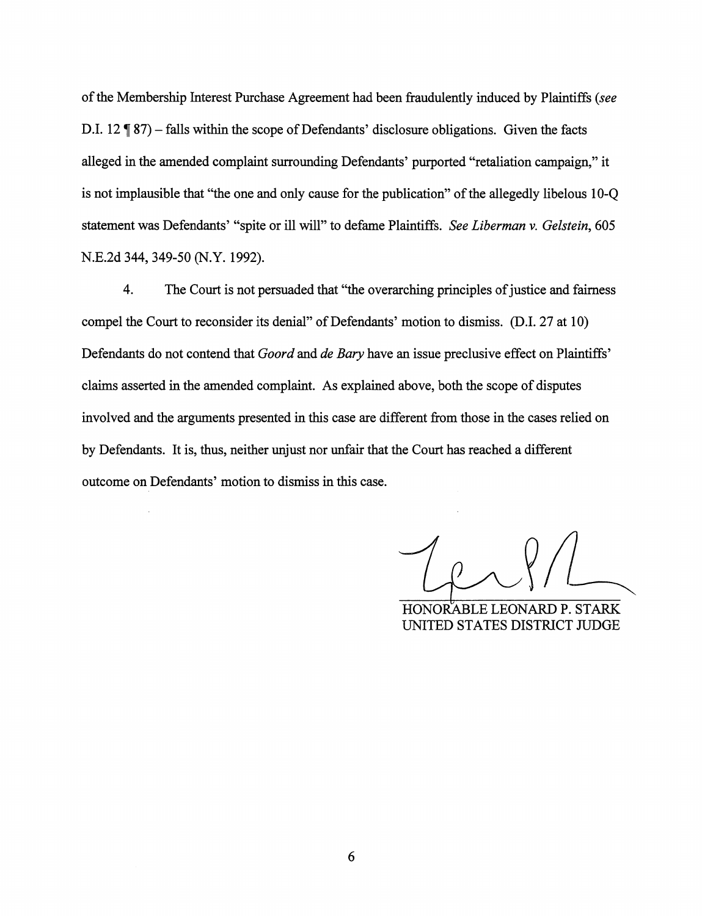of the Membership Interest Purchase Agreement had been fraudulently induced by Plaintiffs (*see* D.I. 12 ¶ 87) – falls within the scope of Defendants' disclosure obligations. Given the facts alleged in the amended complaint surrounding Defendants' purported "retaliation campaign," it is not implausible that "the one and only cause for the publication" of the allegedly libelous 10-Q statement was Defendants' "spite or ill will" to defame Plaintiffs. *See Liberman v. Gelstein*, 605 N.E.2d 344, 349-50 (N.Y. 1992).

4. The Court is not persuaded that "the overarching principles of justice and fairness compel the Court to reconsider its denial" of Defendants' motion to dismiss. (D.I. 27 at 10) Defendants do not contend that *Goord* and *de Bary* have an issue preclusive effect on Plaintiffs' claims asserted in the amended complaint. As explained above, both the scope of disputes involved and the arguments presented in this case are different from those in the cases relied on by Defendants. It is, thus, neither unjust nor unfair that the Court has reached a different outcome on Defendants' motion to dismiss in this case.

HONORABLE LEONARD P. STARK
UNITED STATES DISTRICT JUDGE